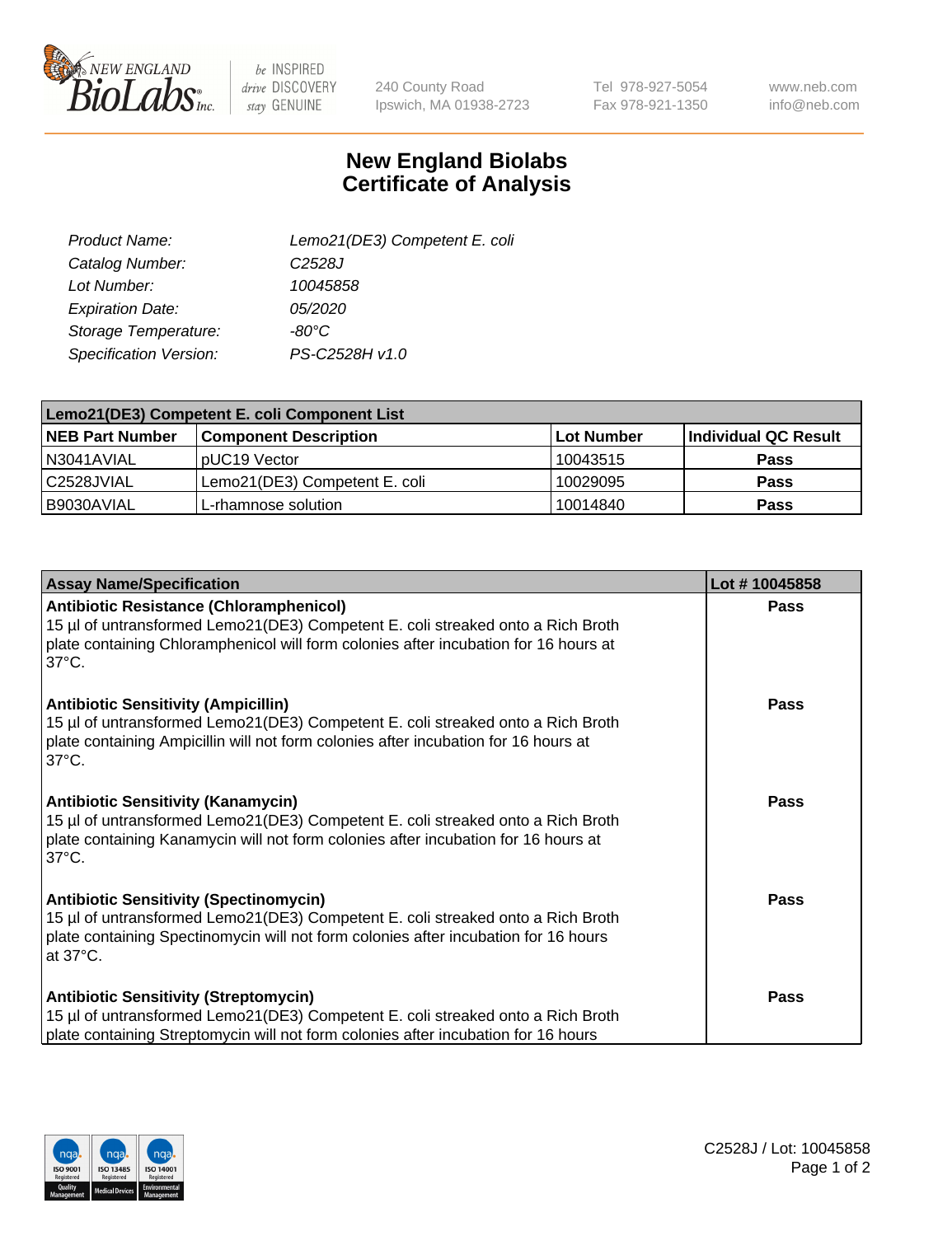New England Biolabs Inc. — be INSPIRED drive DISCOVERY stay GENUINE

240 County Road
Ipswich, MA 01938-2723

Tel 978-927-5054
Fax 978-921-1350

www.neb.com
info@neb.com

# New England Biolabs
# Certificate of Analysis

| | |
|---|---|
| *Product Name:* | *Lemo21(DE3) Competent E. coli* |
| *Catalog Number:* | *C2528J* |
| *Lot Number:* | *10045858* |
| *Expiration Date:* | *05/2020* |
| *Storage Temperature:* | *-80°C* |
| *Specification Version:* | *PS-C2528H v1.0* |

| **Lemo21(DE3) Competent E. coli Component List** | | | |
|---|---|---|---|
| **NEB Part Number** | **Component Description** | **Lot Number** | **Individual QC Result** |
| N3041AVIAL | pUC19 Vector | 10043515 | **Pass** |
| C2528JVIAL | Lemo21(DE3) Competent E. coli | 10029095 | **Pass** |
| B9030AVIAL | L-rhamnose solution | 10014840 | **Pass** |

| **Assay Name/Specification** | **Lot # 10045858** |
|---|---|
| **Antibiotic Resistance (Chloramphenicol)**<br>15 µl of untransformed Lemo21(DE3) Competent E. coli streaked onto a Rich Broth plate containing Chloramphenicol will form colonies after incubation for 16 hours at 37°C. | **Pass** |
| **Antibiotic Sensitivity (Ampicillin)**<br>15 µl of untransformed Lemo21(DE3) Competent E. coli streaked onto a Rich Broth plate containing Ampicillin will not form colonies after incubation for 16 hours at 37°C. | **Pass** |
| **Antibiotic Sensitivity (Kanamycin)**<br>15 µl of untransformed Lemo21(DE3) Competent E. coli streaked onto a Rich Broth plate containing Kanamycin will not form colonies after incubation for 16 hours at 37°C. | **Pass** |
| **Antibiotic Sensitivity (Spectinomycin)**<br>15 µl of untransformed Lemo21(DE3) Competent E. coli streaked onto a Rich Broth plate containing Spectinomycin will not form colonies after incubation for 16 hours at 37°C. | **Pass** |
| **Antibiotic Sensitivity (Streptomycin)**<br>15 µl of untransformed Lemo21(DE3) Competent E. coli streaked onto a Rich Broth plate containing Streptomycin will not form colonies after incubation for 16 hours | **Pass** |

C2528J / Lot: 10045858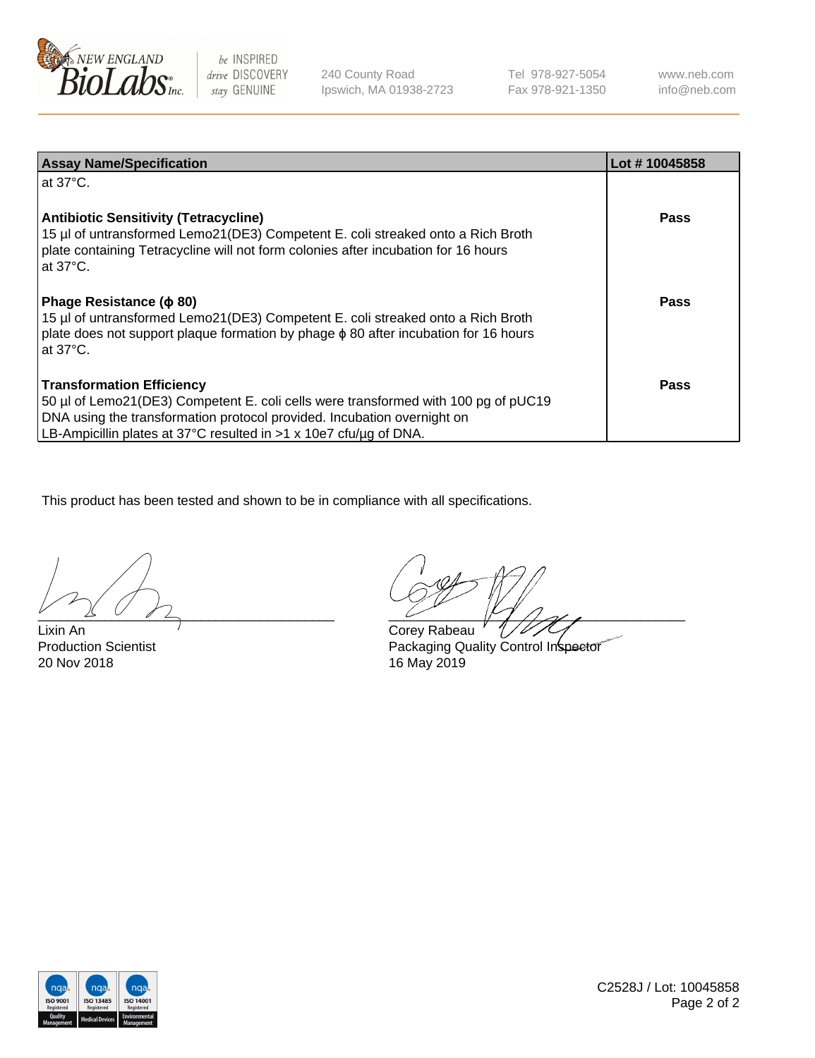| Assay Name/Specification | Lot # 10045858 |
| --- | --- |
| at 37°C. | |
| **Antibiotic Sensitivity (Tetracycline)**<br>15 µl of untransformed Lemo21(DE3) Competent E. coli streaked onto a Rich Broth plate containing Tetracycline will not form colonies after incubation for 16 hours at 37°C. | **Pass** |
| **Phage Resistance (ϕ 80)**<br>15 µl of untransformed Lemo21(DE3) Competent E. coli streaked onto a Rich Broth plate does not support plaque formation by phage ϕ 80 after incubation for 16 hours at 37°C. | **Pass** |
| **Transformation Efficiency**<br>50 µl of Lemo21(DE3) Competent E. coli cells were transformed with 100 pg of pUC19 DNA using the transformation protocol provided. Incubation overnight on LB-Ampicillin plates at 37°C resulted in >1 x 10e7 cfu/µg of DNA. | **Pass** |

This product has been tested and shown to be in compliance with all specifications.

Lixin An
Production Scientist
20 Nov 2018

Corey Rabeau
Packaging Quality Control Inspector
16 May 2019

C2528J / Lot: 10045858